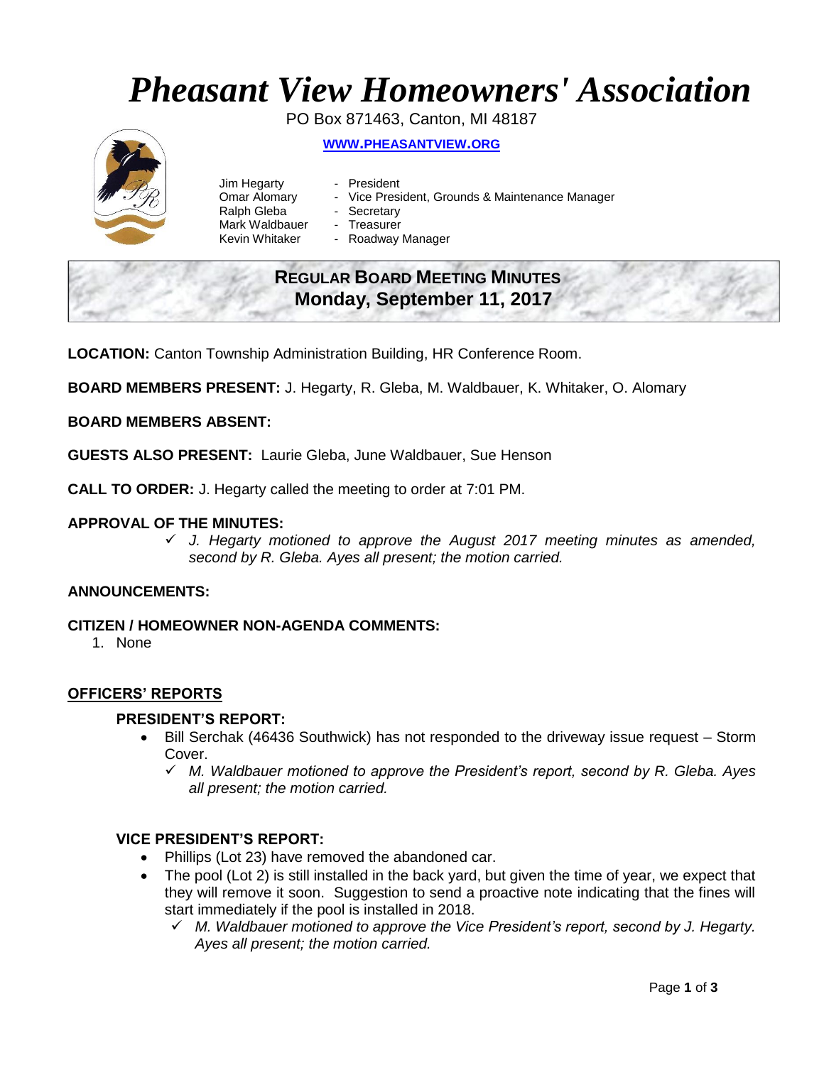# *Pheasant View Homeowners' Association*

PO Box 871463, Canton, MI 48187

**WWW.PHEASANTVIEW.ORG**

Jim Hegarty - President
Omar Alomary - Vice President, Grounds & Maintenance Manager
Ralph Gleba - Secretary
Mark Waldbauer - Treasurer
Kevin Whitaker - Roadway Manager

## REGULAR BOARD MEETING MINUTES
## Monday, September 11, 2017

**LOCATION:** Canton Township Administration Building, HR Conference Room.

**BOARD MEMBERS PRESENT:** J. Hegarty, R. Gleba, M. Waldbauer, K. Whitaker, O. Alomary

**BOARD MEMBERS ABSENT:**

**GUESTS ALSO PRESENT:** Laurie Gleba, June Waldbauer, Sue Henson

**CALL TO ORDER:** J. Hegarty called the meeting to order at 7:01 PM.

**APPROVAL OF THE MINUTES:**

- ✓ *J. Hegarty motioned to approve the August 2017 meeting minutes as amended, second by R. Gleba. Ayes all present; the motion carried.*

**ANNOUNCEMENTS:**

**CITIZEN / HOMEOWNER NON-AGENDA COMMENTS:**

1. None

## OFFICERS' REPORTS

### PRESIDENT'S REPORT:

- Bill Serchak (46436 Southwick) has not responded to the driveway issue request – Storm Cover.
  - ✓ *M. Waldbauer motioned to approve the President's report, second by R. Gleba. Ayes all present; the motion carried.*

### VICE PRESIDENT'S REPORT:

- Phillips (Lot 23) have removed the abandoned car.
- The pool (Lot 2) is still installed in the back yard, but given the time of year, we expect that they will remove it soon. Suggestion to send a proactive note indicating that the fines will start immediately if the pool is installed in 2018.
  - ✓ *M. Waldbauer motioned to approve the Vice President's report, second by J. Hegarty. Ayes all present; the motion carried.*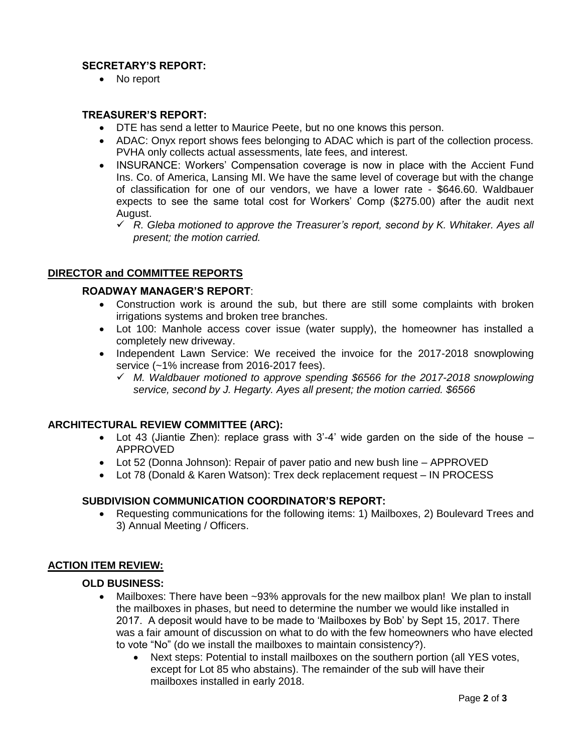### SECRETARY'S REPORT:

- No report

### TREASURER'S REPORT:

- DTE has send a letter to Maurice Peete, but no one knows this person.
- ADAC: Onyx report shows fees belonging to ADAC which is part of the collection process. PVHA only collects actual assessments, late fees, and interest.
- INSURANCE: Workers' Compensation coverage is now in place with the Accient Fund Ins. Co. of America, Lansing MI. We have the same level of coverage but with the change of classification for one of our vendors, we have a lower rate - $646.60. Waldbauer expects to see the same total cost for Workers' Comp ($275.00) after the audit next August.
  - ✓ *R. Gleba motioned to approve the Treasurer's report, second by K. Whitaker. Ayes all present; the motion carried.*

## DIRECTOR and COMMITTEE REPORTS

### ROADWAY MANAGER'S REPORT:

- Construction work is around the sub, but there are still some complaints with broken irrigations systems and broken tree branches.
- Lot 100: Manhole access cover issue (water supply), the homeowner has installed a completely new driveway.
- Independent Lawn Service: We received the invoice for the 2017-2018 snowplowing service (~1% increase from 2016-2017 fees).
  - ✓ *M. Waldbauer motioned to approve spending $6566 for the 2017-2018 snowplowing service, second by J. Hegarty. Ayes all present; the motion carried. $6566*

### ARCHITECTURAL REVIEW COMMITTEE (ARC):

- Lot 43 (Jiantie Zhen): replace grass with 3'-4' wide garden on the side of the house – APPROVED
- Lot 52 (Donna Johnson): Repair of paver patio and new bush line – APPROVED
- Lot 78 (Donald & Karen Watson): Trex deck replacement request – IN PROCESS

### SUBDIVISION COMMUNICATION COORDINATOR'S REPORT:

- Requesting communications for the following items: 1) Mailboxes, 2) Boulevard Trees and 3) Annual Meeting / Officers.

## ACTION ITEM REVIEW:

### OLD BUSINESS:

- Mailboxes: There have been ~93% approvals for the new mailbox plan! We plan to install the mailboxes in phases, but need to determine the number we would like installed in 2017. A deposit would have to be made to 'Mailboxes by Bob' by Sept 15, 2017. There was a fair amount of discussion on what to do with the few homeowners who have elected to vote "No" (do we install the mailboxes to maintain consistency?).
  - Next steps: Potential to install mailboxes on the southern portion (all YES votes, except for Lot 85 who abstains). The remainder of the sub will have their mailboxes installed in early 2018.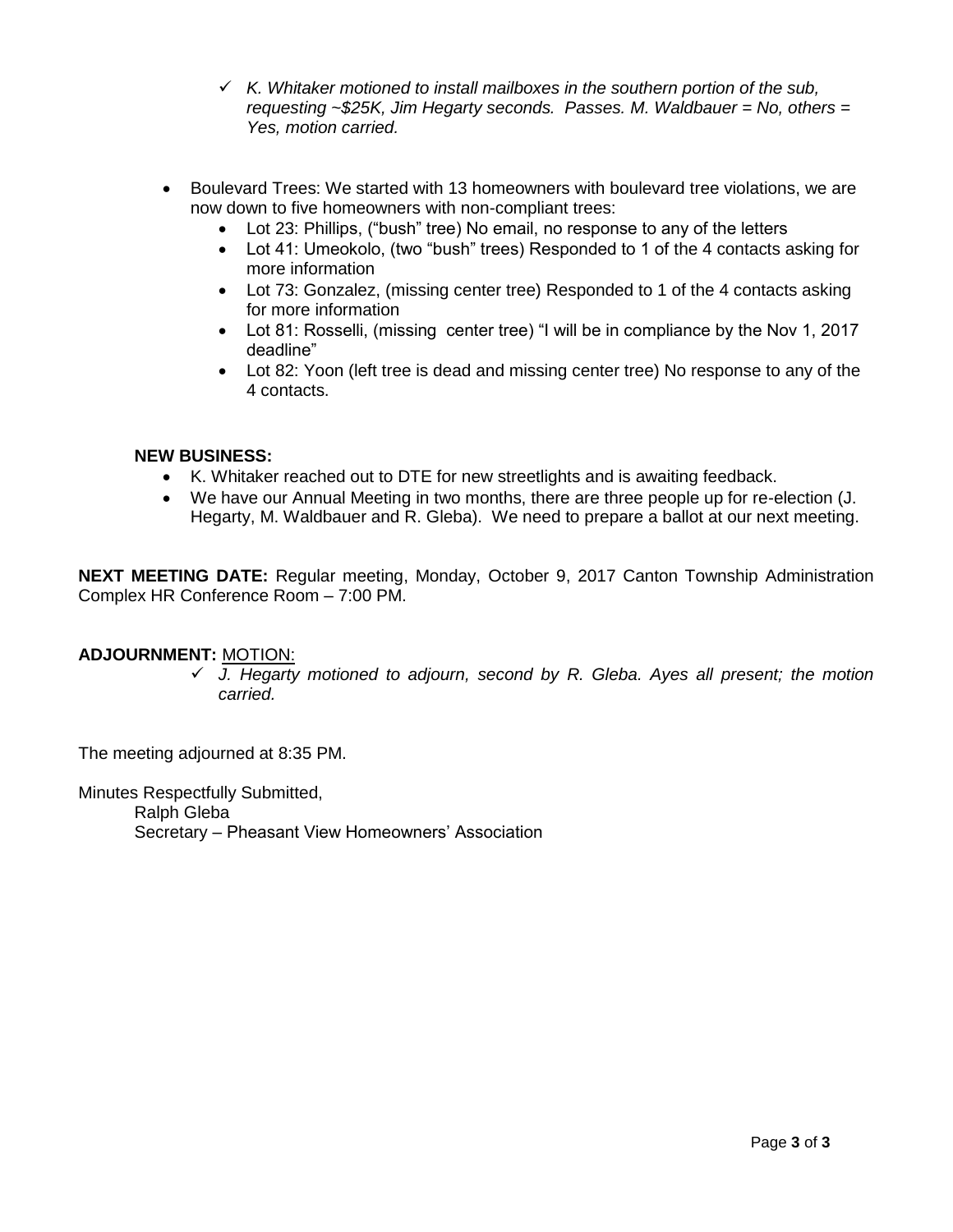- ✓ *K. Whitaker motioned to install mailboxes in the southern portion of the sub, requesting ~$25K, Jim Hegarty seconds. Passes. M. Waldbauer = No, others = Yes, motion carried.*

- Boulevard Trees: We started with 13 homeowners with boulevard tree violations, we are now down to five homeowners with non-compliant trees:
  - Lot 23: Phillips, ("bush" tree) No email, no response to any of the letters
  - Lot 41: Umeokolo, (two "bush" trees) Responded to 1 of the 4 contacts asking for more information
  - Lot 73: Gonzalez, (missing center tree) Responded to 1 of the 4 contacts asking for more information
  - Lot 81: Rosselli, (missing center tree) "I will be in compliance by the Nov 1, 2017 deadline"
  - Lot 82: Yoon (left tree is dead and missing center tree) No response to any of the 4 contacts.

**NEW BUSINESS:**

- K. Whitaker reached out to DTE for new streetlights and is awaiting feedback.
- We have our Annual Meeting in two months, there are three people up for re-election (J. Hegarty, M. Waldbauer and R. Gleba). We need to prepare a ballot at our next meeting.

**NEXT MEETING DATE:** Regular meeting, Monday, October 9, 2017 Canton Township Administration Complex HR Conference Room – 7:00 PM.

**ADJOURNMENT:** MOTION:

- ✓ *J. Hegarty motioned to adjourn, second by R. Gleba. Ayes all present; the motion carried.*

The meeting adjourned at 8:35 PM.

Minutes Respectfully Submitted,
Ralph Gleba
Secretary – Pheasant View Homeowners' Association